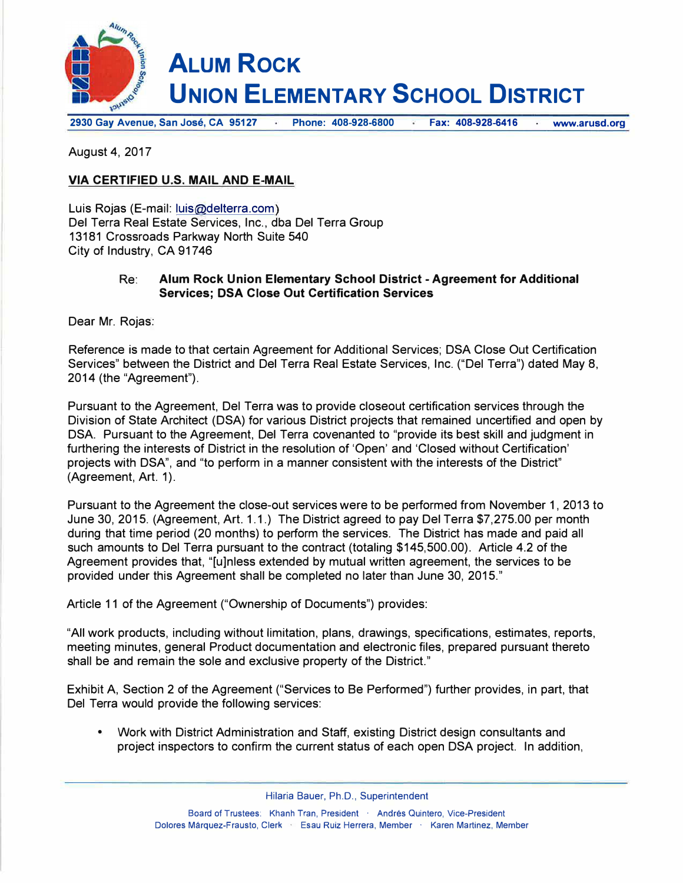# ALUM ROCK UNION ELEMENTARY SCHOOL DISTRICT

2930 Gay Avenue, San José, CA 95127 · Phone: 408-928-6800 · Fax: 408-928-6416 · www.arusd.org

August 4, 2017

**VIA CERTIFIED U.S. MAIL AND E-MAIL**

Luis Rojas (E-mail: luis@delterra.com)
Del Terra Real Estate Services, Inc., dba Del Terra Group
13181 Crossroads Parkway North Suite 540
City of Industry, CA 91746

Re: **Alum Rock Union Elementary School District - Agreement for Additional Services; DSA Close Out Certification Services**

Dear Mr. Rojas:

Reference is made to that certain Agreement for Additional Services; DSA Close Out Certification Services" between the District and Del Terra Real Estate Services, Inc. ("Del Terra") dated May 8, 2014 (the "Agreement").

Pursuant to the Agreement, Del Terra was to provide closeout certification services through the Division of State Architect (DSA) for various District projects that remained uncertified and open by DSA. Pursuant to the Agreement, Del Terra covenanted to "provide its best skill and judgment in furthering the interests of District in the resolution of 'Open' and 'Closed without Certification' projects with DSA", and "to perform in a manner consistent with the interests of the District" (Agreement, Art. 1).

Pursuant to the Agreement the close-out services were to be performed from November 1, 2013 to June 30, 2015. (Agreement, Art. 1.1.) The District agreed to pay Del Terra $7,275.00 per month during that time period (20 months) to perform the services. The District has made and paid all such amounts to Del Terra pursuant to the contract (totaling $145,500.00). Article 4.2 of the Agreement provides that, "[u]nless extended by mutual written agreement, the services to be provided under this Agreement shall be completed no later than June 30, 2015."

Article 11 of the Agreement ("Ownership of Documents") provides:

"All work products, including without limitation, plans, drawings, specifications, estimates, reports, meeting minutes, general Product documentation and electronic files, prepared pursuant thereto shall be and remain the sole and exclusive property of the District."

Exhibit A, Section 2 of the Agreement ("Services to Be Performed") further provides, in part, that Del Terra would provide the following services:

- Work with District Administration and Staff, existing District design consultants and project inspectors to confirm the current status of each open DSA project. In addition,

Hilaria Bauer, Ph.D., Superintendent

Board of Trustees: Khanh Tran, President · Andrés Quintero, Vice-President
Dolores Márquez-Frausto, Clerk · Esau Ruiz Herrera, Member · Karen Martinez, Member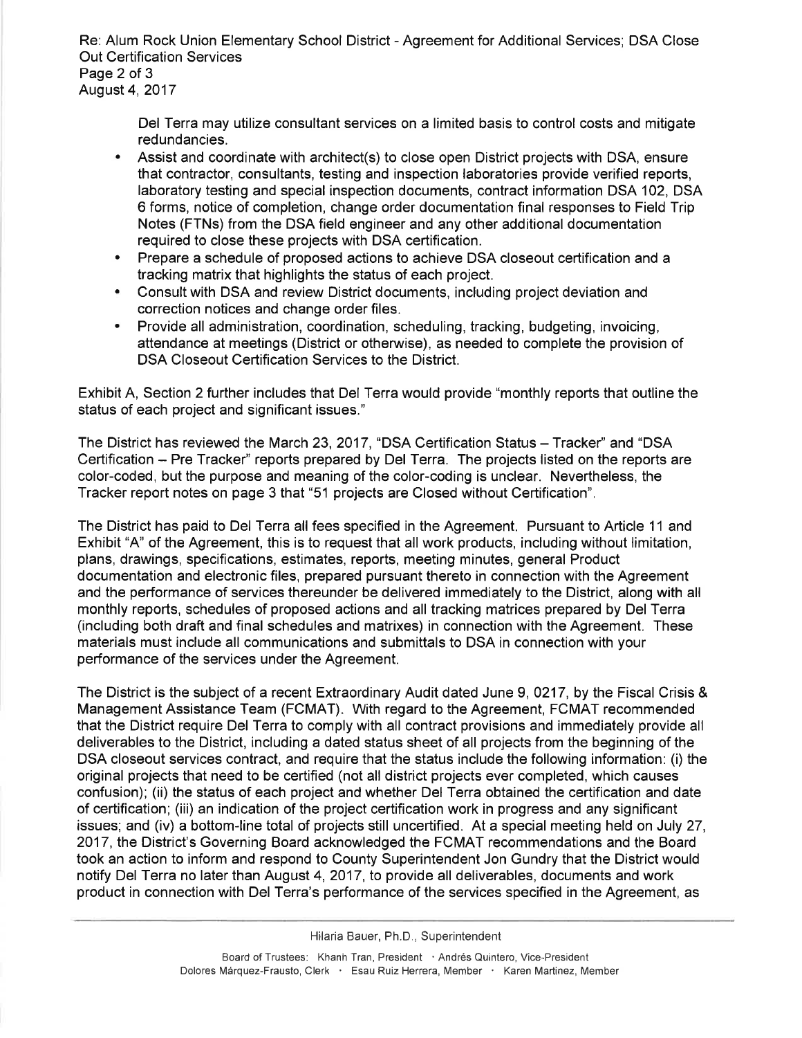Del Terra may utilize consultant services on a limited basis to control costs and mitigate redundancies.

- Assist and coordinate with architect(s) to close open District projects with DSA, ensure that contractor, consultants, testing and inspection laboratories provide verified reports, laboratory testing and special inspection documents, contract information DSA 102, DSA 6 forms, notice of completion, change order documentation final responses to Field Trip Notes (FTNs) from the DSA field engineer and any other additional documentation required to close these projects with DSA certification.
- Prepare a schedule of proposed actions to achieve DSA closeout certification and a tracking matrix that highlights the status of each project.
- Consult with DSA and review District documents, including project deviation and correction notices and change order files.
- Provide all administration, coordination, scheduling, tracking, budgeting, invoicing, attendance at meetings (District or otherwise), as needed to complete the provision of DSA Closeout Certification Services to the District.

Exhibit A, Section 2 further includes that Del Terra would provide "monthly reports that outline the status of each project and significant issues."

The District has reviewed the March 23, 2017, "DSA Certification Status – Tracker" and "DSA Certification – Pre Tracker" reports prepared by Del Terra. The projects listed on the reports are color-coded, but the purpose and meaning of the color-coding is unclear. Nevertheless, the Tracker report notes on page 3 that "51 projects are Closed without Certification".

The District has paid to Del Terra all fees specified in the Agreement. Pursuant to Article 11 and Exhibit "A" of the Agreement, this is to request that all work products, including without limitation, plans, drawings, specifications, estimates, reports, meeting minutes, general Product documentation and electronic files, prepared pursuant thereto in connection with the Agreement and the performance of services thereunder be delivered immediately to the District, along with all monthly reports, schedules of proposed actions and all tracking matrices prepared by Del Terra (including both draft and final schedules and matrixes) in connection with the Agreement. These materials must include all communications and submittals to DSA in connection with your performance of the services under the Agreement.

The District is the subject of a recent Extraordinary Audit dated June 9, 0217, by the Fiscal Crisis & Management Assistance Team (FCMAT). With regard to the Agreement, FCMAT recommended that the District require Del Terra to comply with all contract provisions and immediately provide all deliverables to the District, including a dated status sheet of all projects from the beginning of the DSA closeout services contract, and require that the status include the following information: (i) the original projects that need to be certified (not all district projects ever completed, which causes confusion); (ii) the status of each project and whether Del Terra obtained the certification and date of certification; (iii) an indication of the project certification work in progress and any significant issues; and (iv) a bottom-line total of projects still uncertified. At a special meeting held on July 27, 2017, the District's Governing Board acknowledged the FCMAT recommendations and the Board took an action to inform and respond to County Superintendent Jon Gundry that the District would notify Del Terra no later than August 4, 2017, to provide all deliverables, documents and work product in connection with Del Terra's performance of the services specified in the Agreement, as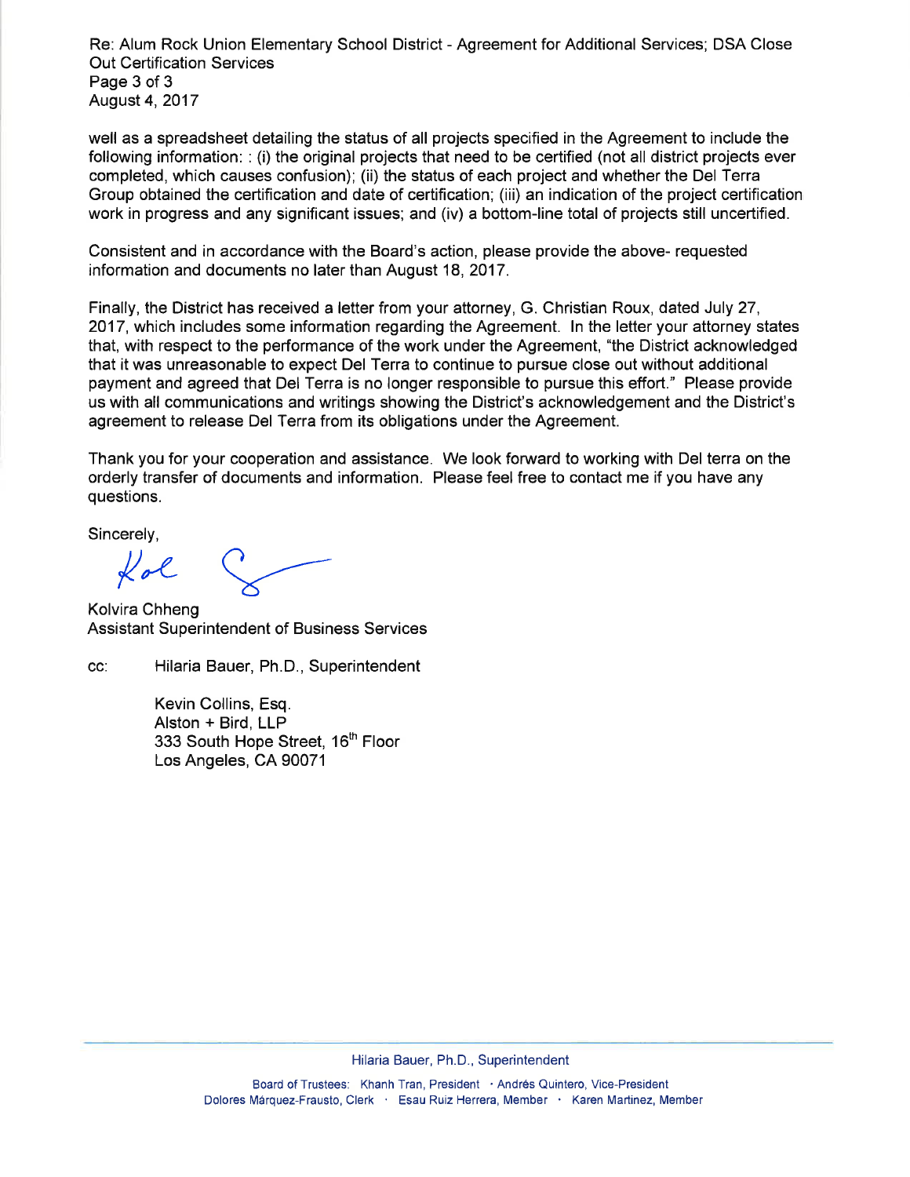well as a spreadsheet detailing the status of all projects specified in the Agreement to include the following information: : (i) the original projects that need to be certified (not all district projects ever completed, which causes confusion); (ii) the status of each project and whether the Del Terra Group obtained the certification and date of certification; (iii) an indication of the project certification work in progress and any significant issues; and (iv) a bottom-line total of projects still uncertified.

Consistent and in accordance with the Board's action, please provide the above- requested information and documents no later than August 18, 2017.

Finally, the District has received a letter from your attorney, G. Christian Roux, dated July 27, 2017, which includes some information regarding the Agreement. In the letter your attorney states that, with respect to the performance of the work under the Agreement, "the District acknowledged that it was unreasonable to expect Del Terra to continue to pursue close out without additional payment and agreed that Del Terra is no longer responsible to pursue this effort." Please provide us with all communications and writings showing the District's acknowledgement and the District's agreement to release Del Terra from its obligations under the Agreement.

Thank you for your cooperation and assistance. We look forward to working with Del terra on the orderly transfer of documents and information. Please feel free to contact me if you have any questions.

Sincerely,

Kolvira Chheng
Assistant Superintendent of Business Services

cc: Hilaria Bauer, Ph.D., Superintendent

Kevin Collins, Esq.
Alston + Bird, LLP
333 South Hope Street, 16th Floor
Los Angeles, CA 90071

Hilaria Bauer, Ph.D., Superintendent

Board of Trustees: Khanh Tran, President · Andrés Quintero, Vice-President
Dolores Márquez-Frausto, Clerk · Esau Ruiz Herrera, Member · Karen Martinez, Member